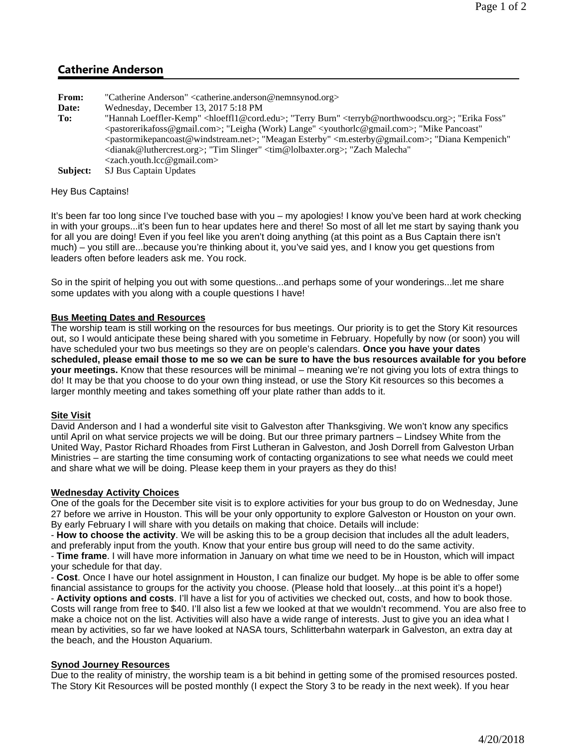## Catherine Anderson

**From:** "Catherine Anderson" <catherine.anderson@nemnsynod.org>
**Date:** Wednesday, December 13, 2017 5:18 PM
**To:** "Hannah Loeffler-Kemp" <hloeffl1@cord.edu>; "Terry Burn" <terryb@northwoodscu.org>; "Erika Foss" <pastorerikafoss@gmail.com>; "Leigha (Work) Lange" <youthorlc@gmail.com>; "Mike Pancoast" <pastormikepancoast@windstream.net>; "Meagan Esterby" <m.esterby@gmail.com>; "Diana Kempenich" <dianak@luthercrest.org>; "Tim Slinger" <tim@lolbaxter.org>; "Zach Malecha" <zach.youth.lcc@gmail.com>
**Subject:** SJ Bus Captain Updates

Hey Bus Captains!

It's been far too long since I've touched base with you – my apologies! I know you've been hard at work checking in with your groups...it's been fun to hear updates here and there! So most of all let me start by saying thank you for all you are doing! Even if you feel like you aren't doing anything (at this point as a Bus Captain there isn't much) – you still are...because you're thinking about it, you've said yes, and I know you get questions from leaders often before leaders ask me. You rock.

So in the spirit of helping you out with some questions...and perhaps some of your wonderings...let me share some updates with you along with a couple questions I have!

**Bus Meeting Dates and Resources**

The worship team is still working on the resources for bus meetings. Our priority is to get the Story Kit resources out, so I would anticipate these being shared with you sometime in February. Hopefully by now (or soon) you will have scheduled your two bus meetings so they are on people's calendars. **Once you have your dates scheduled, please email those to me so we can be sure to have the bus resources available for you before your meetings.** Know that these resources will be minimal – meaning we're not giving you lots of extra things to do! It may be that you choose to do your own thing instead, or use the Story Kit resources so this becomes a larger monthly meeting and takes something off your plate rather than adds to it.

**Site Visit**

David Anderson and I had a wonderful site visit to Galveston after Thanksgiving. We won't know any specifics until April on what service projects we will be doing. But our three primary partners – Lindsey White from the United Way, Pastor Richard Rhoades from First Lutheran in Galveston, and Josh Dorrell from Galveston Urban Ministries – are starting the time consuming work of contacting organizations to see what needs we could meet and share what we will be doing. Please keep them in your prayers as they do this!

**Wednesday Activity Choices**

One of the goals for the December site visit is to explore activities for your bus group to do on Wednesday, June 27 before we arrive in Houston. This will be your only opportunity to explore Galveston or Houston on your own. By early February I will share with you details on making that choice. Details will include:

- **How to choose the activity**. We will be asking this to be a group decision that includes all the adult leaders, and preferably input from the youth. Know that your entire bus group will need to do the same activity.
- **Time frame**. I will have more information in January on what time we need to be in Houston, which will impact your schedule for that day.
- **Cost**. Once I have our hotel assignment in Houston, I can finalize our budget. My hope is be able to offer some financial assistance to groups for the activity you choose. (Please hold that loosely...at this point it's a hope!)
- **Activity options and costs**. I'll have a list for you of activities we checked out, costs, and how to book those. Costs will range from free to $40. I'll also list a few we looked at that we wouldn't recommend. You are also free to make a choice not on the list. Activities will also have a wide range of interests. Just to give you an idea what I mean by activities, so far we have looked at NASA tours, Schlitterbahn waterpark in Galveston, an extra day at the beach, and the Houston Aquarium.

**Synod Journey Resources**

Due to the reality of ministry, the worship team is a bit behind in getting some of the promised resources posted. The Story Kit Resources will be posted monthly (I expect the Story 3 to be ready in the next week). If you hear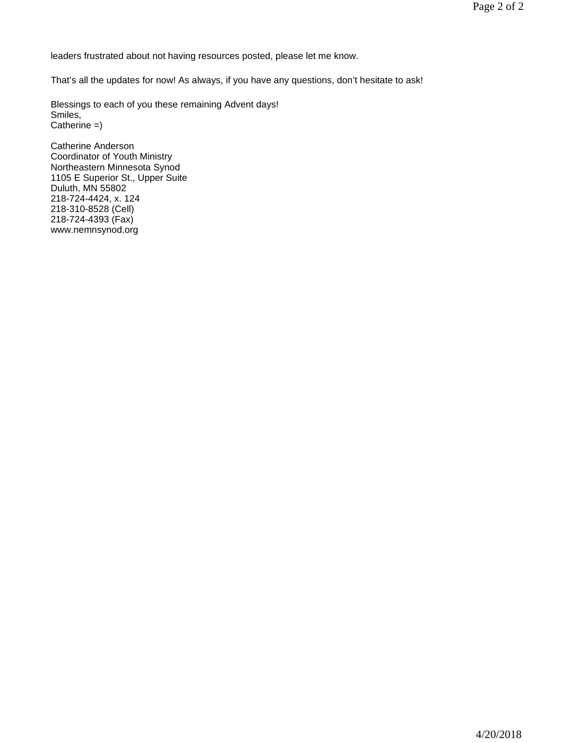leaders frustrated about not having resources posted, please let me know.

That's all the updates for now! As always, if you have any questions, don't hesitate to ask!

Blessings to each of you these remaining Advent days!
Smiles,
Catherine =)

Catherine Anderson
Coordinator of Youth Ministry
Northeastern Minnesota Synod
1105 E Superior St., Upper Suite
Duluth, MN 55802
218-724-4424, x. 124
218-310-8528 (Cell)
218-724-4393 (Fax)
www.nemnsynod.org